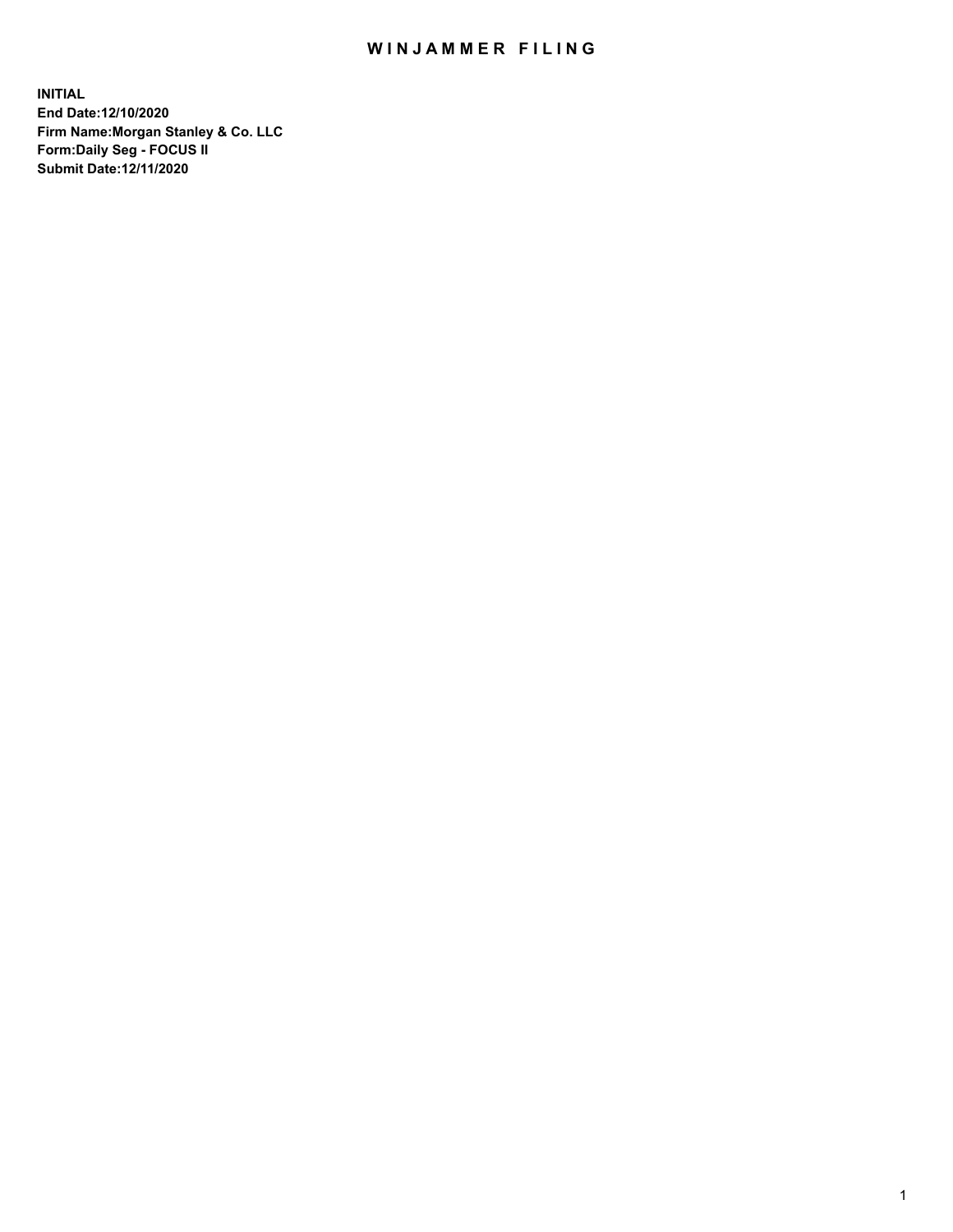# WINJAMMER FILING

**INITIAL**
**End Date:12/10/2020**
**Firm Name:Morgan Stanley & Co. LLC**
**Form:Daily Seg - FOCUS II**
**Submit Date:12/11/2020**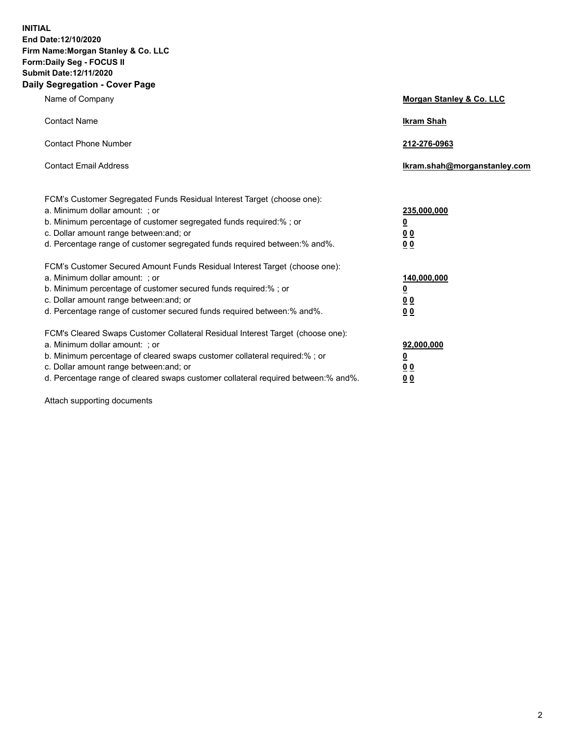**INITIAL**
**End Date:12/10/2020**
**Firm Name:Morgan Stanley & Co. LLC**
**Form:Daily Seg - FOCUS II**
**Submit Date:12/11/2020**

## Daily Segregation - Cover Page

| | |
|---|---|
| Name of Company | **Morgan Stanley & Co. LLC** |
| Contact Name | **Ikram Shah** |
| Contact Phone Number | **212-276-0963** |
| Contact Email Address | **Ikram.shah@morganstanley.com** |

FCM's Customer Segregated Funds Residual Interest Target (choose one):

| | |
|---|---|
| a. Minimum dollar amount: ; or | **235,000,000** |
| b. Minimum percentage of customer segregated funds required:% ; or | **0** |
| c. Dollar amount range between:and; or | **0 0** |
| d. Percentage range of customer segregated funds required between:% and%. | **0 0** |

FCM's Customer Secured Amount Funds Residual Interest Target (choose one):

| | |
|---|---|
| a. Minimum dollar amount: ; or | **140,000,000** |
| b. Minimum percentage of customer secured funds required:% ; or | **0** |
| c. Dollar amount range between:and; or | **0 0** |
| d. Percentage range of customer secured funds required between:% and%. | **0 0** |

FCM's Cleared Swaps Customer Collateral Residual Interest Target (choose one):

| | |
|---|---|
| a. Minimum dollar amount: ; or | **92,000,000** |
| b. Minimum percentage of cleared swaps customer collateral required:% ; or | **0** |
| c. Dollar amount range between:and; or | **0 0** |
| d. Percentage range of cleared swaps customer collateral required between:% and%. | **0 0** |

Attach supporting documents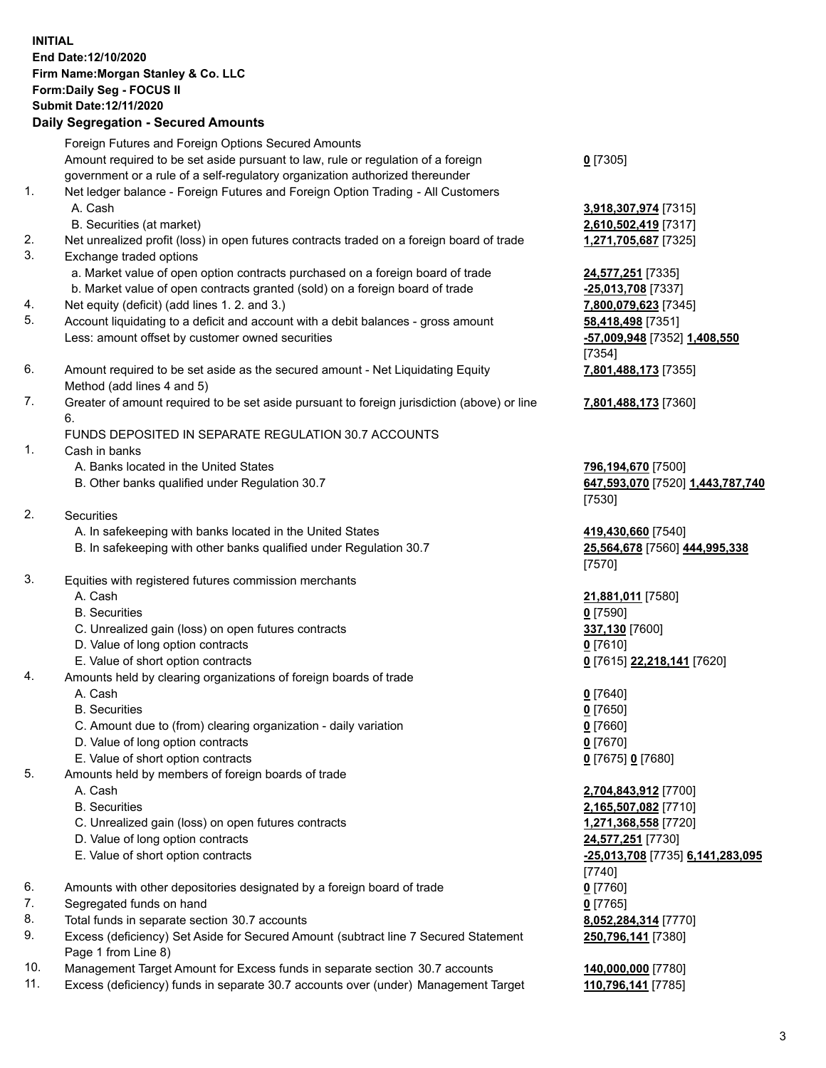**INITIAL**
**End Date:12/10/2020**
**Firm Name:Morgan Stanley & Co. LLC**
**Form:Daily Seg - FOCUS II**
**Submit Date:12/11/2020**

## Daily Segregation - Secured Amounts

| | | |
|---|---|---|
| | Foreign Futures and Foreign Options Secured Amounts | |
| | Amount required to be set aside pursuant to law, rule or regulation of a foreign government or a rule of a self-regulatory organization authorized thereunder | **0** [7305] |
| 1. | Net ledger balance - Foreign Futures and Foreign Option Trading - All Customers | |
| | A. Cash | **3,918,307,974** [7315] |
| | B. Securities (at market) | **2,610,502,419** [7317] |
| 2. | Net unrealized profit (loss) in open futures contracts traded on a foreign board of trade | **1,271,705,687** [7325] |
| 3. | Exchange traded options | |
| | a. Market value of open option contracts purchased on a foreign board of trade | **24,577,251** [7335] |
| | b. Market value of open contracts granted (sold) on a foreign board of trade | **-25,013,708** [7337] |
| 4. | Net equity (deficit) (add lines 1. 2. and 3.) | **7,800,079,623** [7345] |
| 5. | Account liquidating to a deficit and account with a debit balances - gross amount | **58,418,498** [7351] |
| | Less: amount offset by customer owned securities | **-57,009,948** [7352] **1,408,550** [7354] |
| 6. | Amount required to be set aside as the secured amount - Net Liquidating Equity Method (add lines 4 and 5) | **7,801,488,173** [7355] |
| 7. | Greater of amount required to be set aside pursuant to foreign jurisdiction (above) or line 6. | **7,801,488,173** [7360] |
| | FUNDS DEPOSITED IN SEPARATE REGULATION 30.7 ACCOUNTS | |
| 1. | Cash in banks | |
| | A. Banks located in the United States | **796,194,670** [7500] |
| | B. Other banks qualified under Regulation 30.7 | **647,593,070** [7520] **1,443,787,740** [7530] |
| 2. | Securities | |
| | A. In safekeeping with banks located in the United States | **419,430,660** [7540] |
| | B. In safekeeping with other banks qualified under Regulation 30.7 | **25,564,678** [7560] **444,995,338** [7570] |
| 3. | Equities with registered futures commission merchants | |
| | A. Cash | **21,881,011** [7580] |
| | B. Securities | **0** [7590] |
| | C. Unrealized gain (loss) on open futures contracts | **337,130** [7600] |
| | D. Value of long option contracts | **0** [7610] |
| | E. Value of short option contracts | **0** [7615] **22,218,141** [7620] |
| 4. | Amounts held by clearing organizations of foreign boards of trade | |
| | A. Cash | **0** [7640] |
| | B. Securities | **0** [7650] |
| | C. Amount due to (from) clearing organization - daily variation | **0** [7660] |
| | D. Value of long option contracts | **0** [7670] |
| | E. Value of short option contracts | **0** [7675] **0** [7680] |
| 5. | Amounts held by members of foreign boards of trade | |
| | A. Cash | **2,704,843,912** [7700] |
| | B. Securities | **2,165,507,082** [7710] |
| | C. Unrealized gain (loss) on open futures contracts | **1,271,368,558** [7720] |
| | D. Value of long option contracts | **24,577,251** [7730] |
| | E. Value of short option contracts | **-25,013,708** [7735] **6,141,283,095** [7740] |
| 6. | Amounts with other depositories designated by a foreign board of trade | **0** [7760] |
| 7. | Segregated funds on hand | **0** [7765] |
| 8. | Total funds in separate section 30.7 accounts | **8,052,284,314** [7770] |
| 9. | Excess (deficiency) Set Aside for Secured Amount (subtract line 7 Secured Statement Page 1 from Line 8) | **250,796,141** [7380] |
| 10. | Management Target Amount for Excess funds in separate section 30.7 accounts | **140,000,000** [7780] |
| 11. | Excess (deficiency) funds in separate 30.7 accounts over (under) Management Target | **110,796,141** [7785] |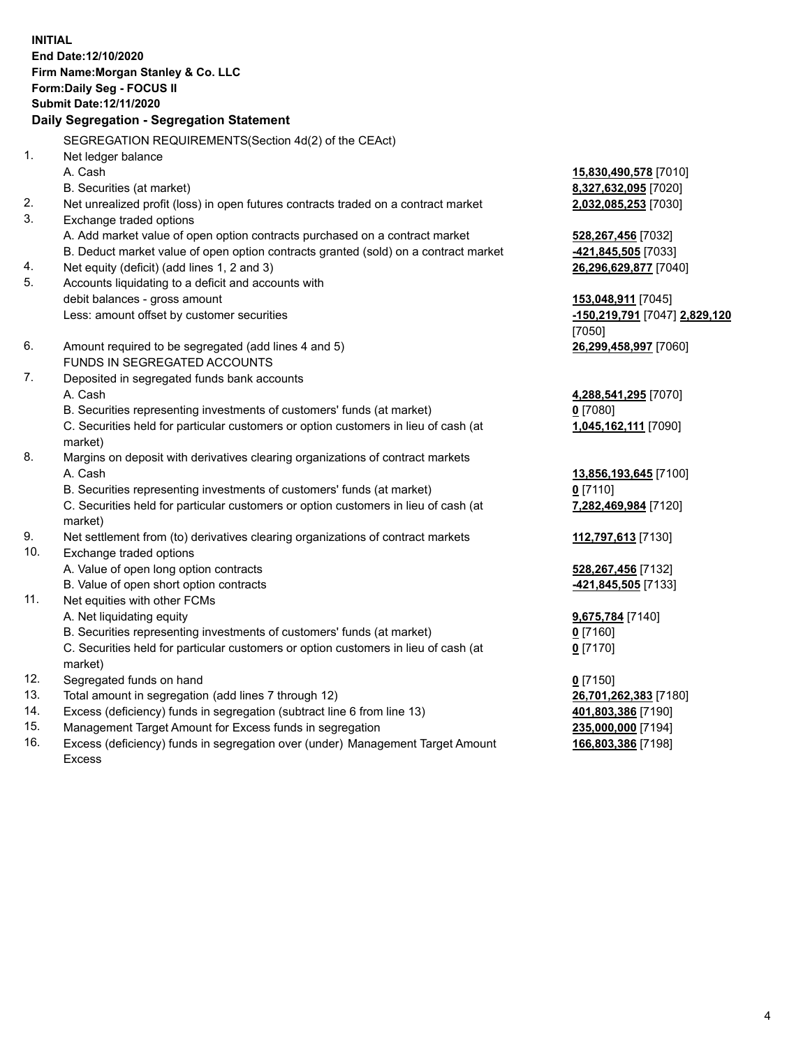**INITIAL**
**End Date:12/10/2020**
**Firm Name:Morgan Stanley & Co. LLC**
**Form:Daily Seg - FOCUS II**
**Submit Date:12/11/2020**

**Daily Segregation - Segregation Statement**

SEGREGATION REQUIREMENTS(Section 4d(2) of the CEAct)

| | | |
|---|---|---|
| 1. | Net ledger balance | |
| | A. Cash | **15,830,490,578** [7010] |
| | B. Securities (at market) | **8,327,632,095** [7020] |
| 2. | Net unrealized profit (loss) in open futures contracts traded on a contract market | **2,032,085,253** [7030] |
| 3. | Exchange traded options | |
| | A. Add market value of open option contracts purchased on a contract market | **528,267,456** [7032] |
| | B. Deduct market value of open option contracts granted (sold) on a contract market | **-421,845,505** [7033] |
| 4. | Net equity (deficit) (add lines 1, 2 and 3) | **26,296,629,877** [7040] |
| 5. | Accounts liquidating to a deficit and accounts with debit balances - gross amount | **153,048,911** [7045] |
| | Less: amount offset by customer securities | **-150,219,791** [7047] **2,829,120** [7050] |
| 6. | Amount required to be segregated (add lines 4 and 5) | **26,299,458,997** [7060] |
| | FUNDS IN SEGREGATED ACCOUNTS | |
| 7. | Deposited in segregated funds bank accounts | |
| | A. Cash | **4,288,541,295** [7070] |
| | B. Securities representing investments of customers' funds (at market) | **0** [7080] |
| | C. Securities held for particular customers or option customers in lieu of cash (at market) | **1,045,162,111** [7090] |
| 8. | Margins on deposit with derivatives clearing organizations of contract markets | |
| | A. Cash | **13,856,193,645** [7100] |
| | B. Securities representing investments of customers' funds (at market) | **0** [7110] |
| | C. Securities held for particular customers or option customers in lieu of cash (at market) | **7,282,469,984** [7120] |
| 9. | Net settlement from (to) derivatives clearing organizations of contract markets | **112,797,613** [7130] |
| 10. | Exchange traded options | |
| | A. Value of open long option contracts | **528,267,456** [7132] |
| | B. Value of open short option contracts | **-421,845,505** [7133] |
| 11. | Net equities with other FCMs | |
| | A. Net liquidating equity | **9,675,784** [7140] |
| | B. Securities representing investments of customers' funds (at market) | **0** [7160] |
| | C. Securities held for particular customers or option customers in lieu of cash (at market) | **0** [7170] |
| 12. | Segregated funds on hand | **0** [7150] |
| 13. | Total amount in segregation (add lines 7 through 12) | **26,701,262,383** [7180] |
| 14. | Excess (deficiency) funds in segregation (subtract line 6 from line 13) | **401,803,386** [7190] |
| 15. | Management Target Amount for Excess funds in segregation | **235,000,000** [7194] |
| 16. | Excess (deficiency) funds in segregation over (under) Management Target Amount Excess | **166,803,386** [7198] |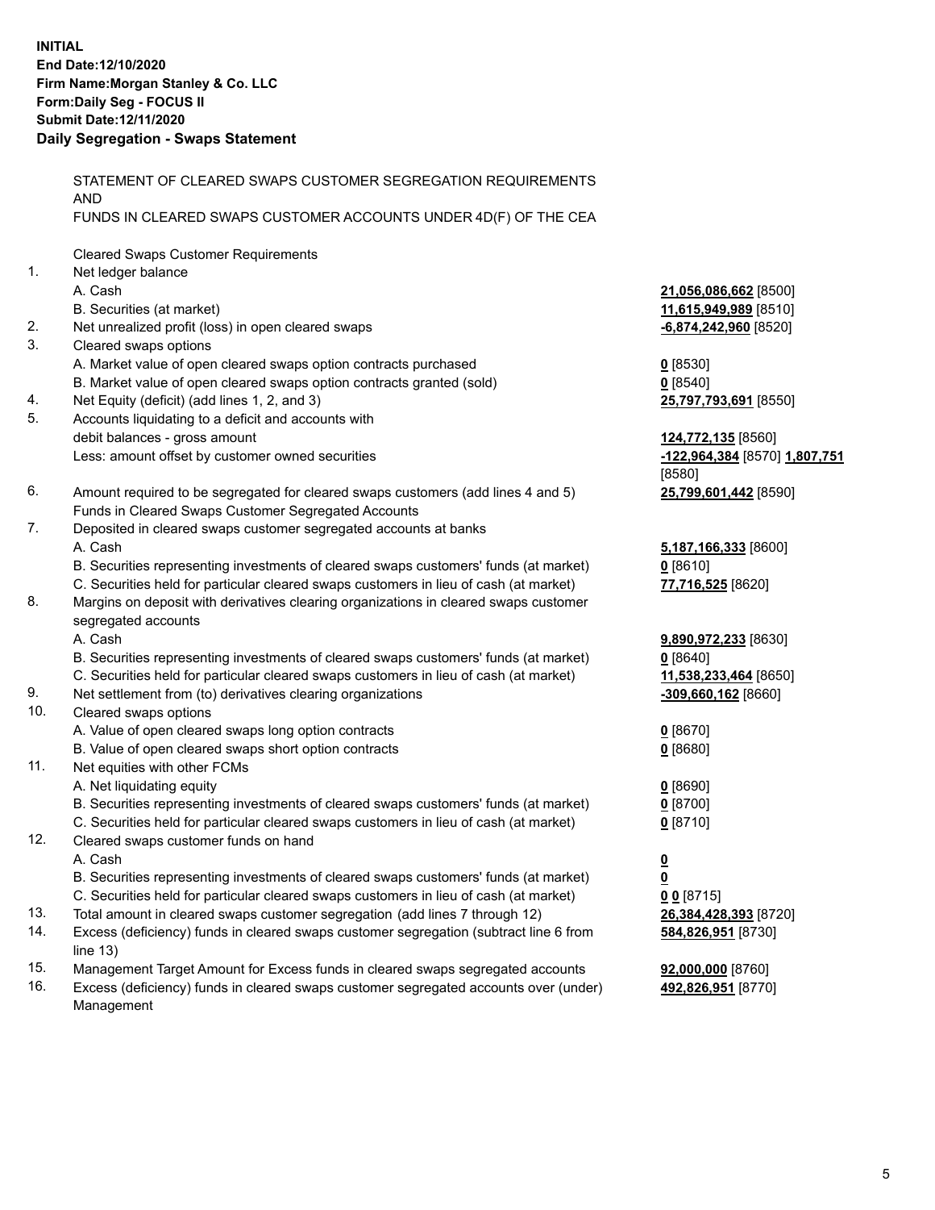**INITIAL**
**End Date:12/10/2020**
**Firm Name:Morgan Stanley & Co. LLC**
**Form:Daily Seg - FOCUS II**
**Submit Date:12/11/2020**
**Daily Segregation - Swaps Statement**

STATEMENT OF CLEARED SWAPS CUSTOMER SEGREGATION REQUIREMENTS AND
FUNDS IN CLEARED SWAPS CUSTOMER ACCOUNTS UNDER 4D(F) OF THE CEA

| | | |
|---|---|---|
| | Cleared Swaps Customer Requirements | |
| 1. | Net ledger balance | |
| | A. Cash | **21,056,086,662** [8500] |
| | B. Securities (at market) | **11,615,949,989** [8510] |
| 2. | Net unrealized profit (loss) in open cleared swaps | **-6,874,242,960** [8520] |
| 3. | Cleared swaps options | |
| | A. Market value of open cleared swaps option contracts purchased | **0** [8530] |
| | B. Market value of open cleared swaps option contracts granted (sold) | **0** [8540] |
| 4. | Net Equity (deficit) (add lines 1, 2, and 3) | **25,797,793,691** [8550] |
| 5. | Accounts liquidating to a deficit and accounts with debit balances - gross amount | **124,772,135** [8560] |
| | Less: amount offset by customer owned securities | **-122,964,384** [8570] **1,807,751** [8580] |
| 6. | Amount required to be segregated for cleared swaps customers (add lines 4 and 5) | **25,799,601,442** [8590] |
| | Funds in Cleared Swaps Customer Segregated Accounts | |
| 7. | Deposited in cleared swaps customer segregated accounts at banks | |
| | A. Cash | **5,187,166,333** [8600] |
| | B. Securities representing investments of cleared swaps customers' funds (at market) | **0** [8610] |
| | C. Securities held for particular cleared swaps customers in lieu of cash (at market) | **77,716,525** [8620] |
| 8. | Margins on deposit with derivatives clearing organizations in cleared swaps customer segregated accounts | |
| | A. Cash | **9,890,972,233** [8630] |
| | B. Securities representing investments of cleared swaps customers' funds (at market) | **0** [8640] |
| | C. Securities held for particular cleared swaps customers in lieu of cash (at market) | **11,538,233,464** [8650] |
| 9. | Net settlement from (to) derivatives clearing organizations | **-309,660,162** [8660] |
| 10. | Cleared swaps options | |
| | A. Value of open cleared swaps long option contracts | **0** [8670] |
| | B. Value of open cleared swaps short option contracts | **0** [8680] |
| 11. | Net equities with other FCMs | |
| | A. Net liquidating equity | **0** [8690] |
| | B. Securities representing investments of cleared swaps customers' funds (at market) | **0** [8700] |
| | C. Securities held for particular cleared swaps customers in lieu of cash (at market) | **0** [8710] |
| 12. | Cleared swaps customer funds on hand | |
| | A. Cash | **0** |
| | B. Securities representing investments of cleared swaps customers' funds (at market) | **0** |
| | C. Securities held for particular cleared swaps customers in lieu of cash (at market) | **0** **0** [8715] |
| 13. | Total amount in cleared swaps customer segregation (add lines 7 through 12) | **26,384,428,393** [8720] |
| 14. | Excess (deficiency) funds in cleared swaps customer segregation (subtract line 6 from line 13) | **584,826,951** [8730] |
| 15. | Management Target Amount for Excess funds in cleared swaps segregated accounts | **92,000,000** [8760] |
| 16. | Excess (deficiency) funds in cleared swaps customer segregated accounts over (under) Management | **492,826,951** [8770] |